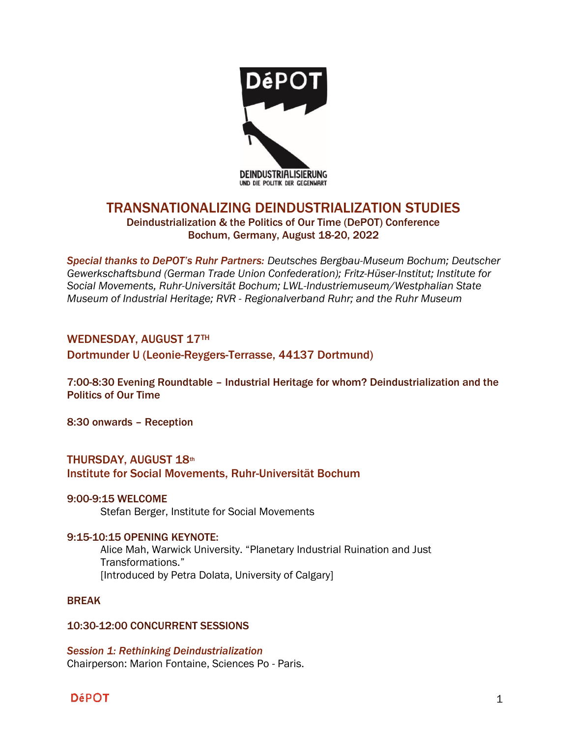# TRANSNATIONALIZING DEINDUSTRIALIZATION STUDIES

**Deindustrialization & the Politics of Our Time (DePOT) Conference**
**Bochum, Germany, August 18-20, 2022**

***Special thanks to DePOT's Ruhr Partners:*** *Deutsches Bergbau-Museum Bochum; Deutscher Gewerkschaftsbund (German Trade Union Confederation); Fritz-Hüser-Institut; Institute for Social Movements, Ruhr-Universität Bochum; LWL-Industriemuseum/Westphalian State Museum of Industrial Heritage; RVR - Regionalverband Ruhr; and the Ruhr Museum*

## WEDNESDAY, AUGUST 17TH

### Dortmunder U (Leonie-Reygers-Terrasse, 44137 Dortmund)

**7:00-8:30 Evening Roundtable – Industrial Heritage for whom? Deindustrialization and the Politics of Our Time**

**8:30 onwards – Reception**

## THURSDAY, AUGUST 18th

### Institute for Social Movements, Ruhr-Universität Bochum

**9:00-9:15 WELCOME**

Stefan Berger, Institute for Social Movements

**9:15-10:15 OPENING KEYNOTE:**

Alice Mah, Warwick University. "Planetary Industrial Ruination and Just Transformations."
[Introduced by Petra Dolata, University of Calgary]

**BREAK**

**10:30-12:00 CONCURRENT SESSIONS**

***Session 1: Rethinking Deindustrialization***

Chairperson: Marion Fontaine, Sciences Po - Paris.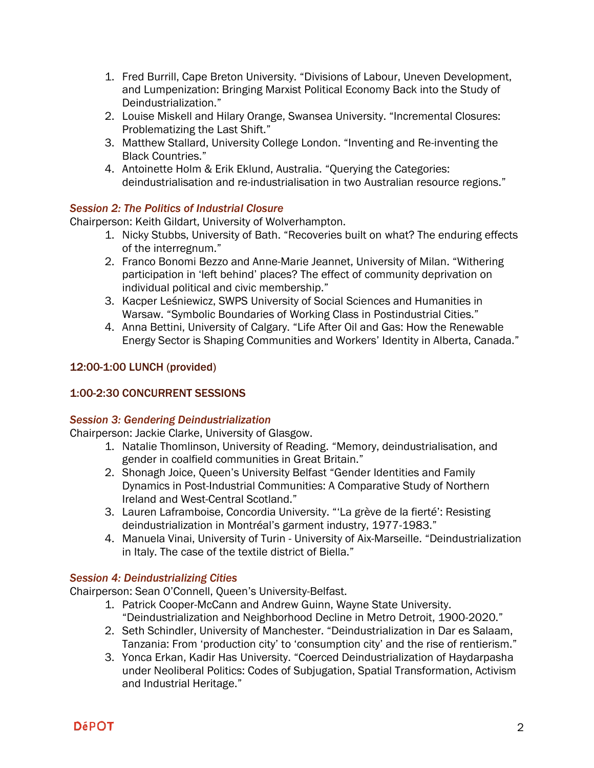1. Fred Burrill, Cape Breton University. “Divisions of Labour, Uneven Development, and Lumpenization: Bringing Marxist Political Economy Back into the Study of Deindustrialization.”
2. Louise Miskell and Hilary Orange, Swansea University. “Incremental Closures: Problematizing the Last Shift.”
3. Matthew Stallard, University College London. “Inventing and Re-inventing the Black Countries.”
4. Antoinette Holm & Erik Eklund, Australia. “Querying the Categories: deindustrialisation and re-industrialisation in two Australian resource regions.”

### *Session 2: The Politics of Industrial Closure*

Chairperson: Keith Gildart, University of Wolverhampton.

1. Nicky Stubbs, University of Bath. “Recoveries built on what? The enduring effects of the interregnum.”
2. Franco Bonomi Bezzo and Anne-Marie Jeannet, University of Milan. “Withering participation in ‘left behind’ places? The effect of community deprivation on individual political and civic membership.”
3. Kacper Leśniewicz, SWPS University of Social Sciences and Humanities in Warsaw. “Symbolic Boundaries of Working Class in Postindustrial Cities.”
4. Anna Bettini, University of Calgary. “Life After Oil and Gas: How the Renewable Energy Sector is Shaping Communities and Workers’ Identity in Alberta, Canada.”

## 12:00-1:00 LUNCH (provided)

## 1:00-2:30 CONCURRENT SESSIONS

### *Session 3: Gendering Deindustrialization*

Chairperson: Jackie Clarke, University of Glasgow.

1. Natalie Thomlinson, University of Reading. “Memory, deindustrialisation, and gender in coalfield communities in Great Britain.”
2. Shonagh Joice, Queen’s University Belfast “Gender Identities and Family Dynamics in Post-Industrial Communities: A Comparative Study of Northern Ireland and West-Central Scotland.”
3. Lauren Laframboise, Concordia University. “‘La grève de la fierté’: Resisting deindustrialization in Montréal’s garment industry, 1977-1983.”
4. Manuela Vinai, University of Turin - University of Aix-Marseille. “Deindustrialization in Italy. The case of the textile district of Biella.”

### *Session 4: Deindustrializing Cities*

Chairperson: Sean O’Connell, Queen’s University-Belfast.

1. Patrick Cooper-McCann and Andrew Guinn, Wayne State University. “Deindustrialization and Neighborhood Decline in Metro Detroit, 1900-2020.”
2. Seth Schindler, University of Manchester. “Deindustrialization in Dar es Salaam, Tanzania: From ‘production city’ to ‘consumption city’ and the rise of rentierism.”
3. Yonca Erkan, Kadir Has University. “Coerced Deindustrialization of Haydarpasha under Neoliberal Politics: Codes of Subjugation, Spatial Transformation, Activism and Industrial Heritage.”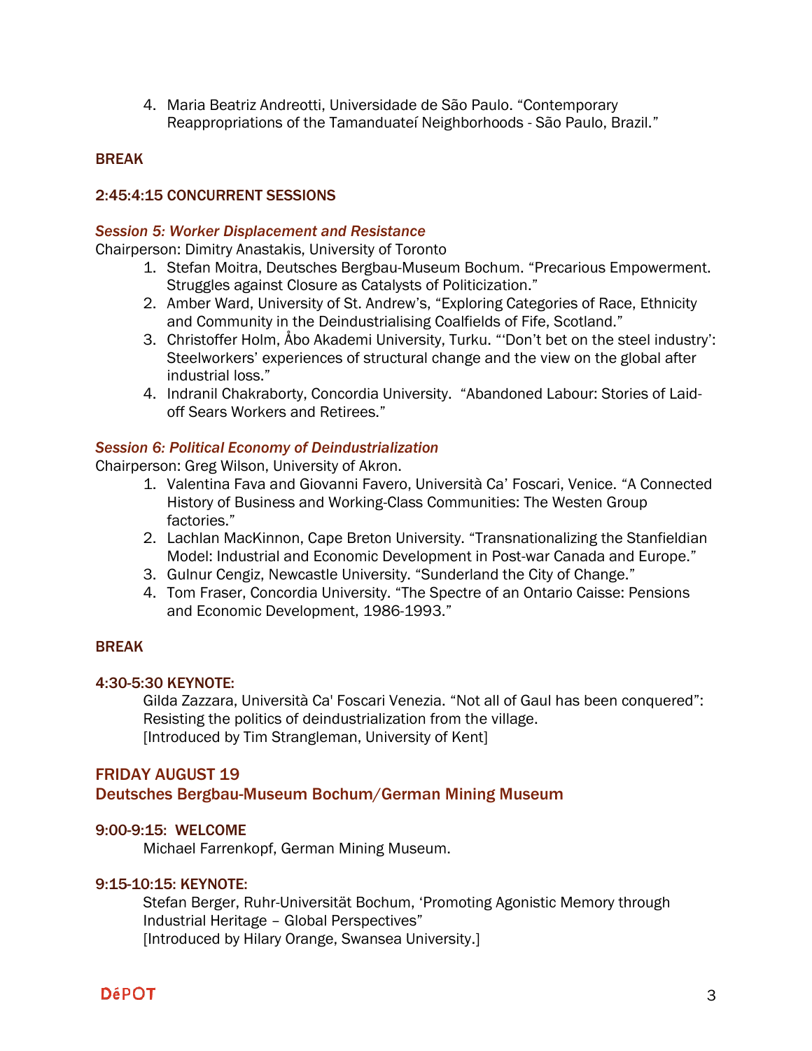4. Maria Beatriz Andreotti, Universidade de São Paulo. "Contemporary Reappropriations of the Tamanduateí Neighborhoods - São Paulo, Brazil."

### BREAK

### 2:45:4:15 CONCURRENT SESSIONS

#### *Session 5: Worker Displacement and Resistance*

Chairperson: Dimitry Anastakis, University of Toronto

1. Stefan Moitra, Deutsches Bergbau-Museum Bochum. "Precarious Empowerment. Struggles against Closure as Catalysts of Politicization."
2. Amber Ward, University of St. Andrew's, "Exploring Categories of Race, Ethnicity and Community in the Deindustrialising Coalfields of Fife, Scotland."
3. Christoffer Holm, Åbo Akademi University, Turku. "'Don't bet on the steel industry': Steelworkers' experiences of structural change and the view on the global after industrial loss."
4. Indranil Chakraborty, Concordia University. "Abandoned Labour: Stories of Laid-off Sears Workers and Retirees."

#### *Session 6: Political Economy of Deindustrialization*

Chairperson: Greg Wilson, University of Akron.

1. Valentina Fava and Giovanni Favero, Università Ca' Foscari, Venice. "A Connected History of Business and Working-Class Communities: The Westen Group factories."
2. Lachlan MacKinnon, Cape Breton University. "Transnationalizing the Stanfieldian Model: Industrial and Economic Development in Post-war Canada and Europe."
3. Gulnur Cengiz, Newcastle University. "Sunderland the City of Change."
4. Tom Fraser, Concordia University. "The Spectre of an Ontario Caisse: Pensions and Economic Development, 1986-1993."

### BREAK

### 4:30-5:30 KEYNOTE:

Gilda Zazzara, Università Ca' Foscari Venezia. "Not all of Gaul has been conquered": Resisting the politics of deindustrialization from the village.
[Introduced by Tim Strangleman, University of Kent]

## FRIDAY AUGUST 19

## Deutsches Bergbau-Museum Bochum/German Mining Museum

### 9:00-9:15: WELCOME

Michael Farrenkopf, German Mining Museum.

### 9:15-10:15: KEYNOTE:

Stefan Berger, Ruhr-Universität Bochum, 'Promoting Agonistic Memory through Industrial Heritage – Global Perspectives"
[Introduced by Hilary Orange, Swansea University.]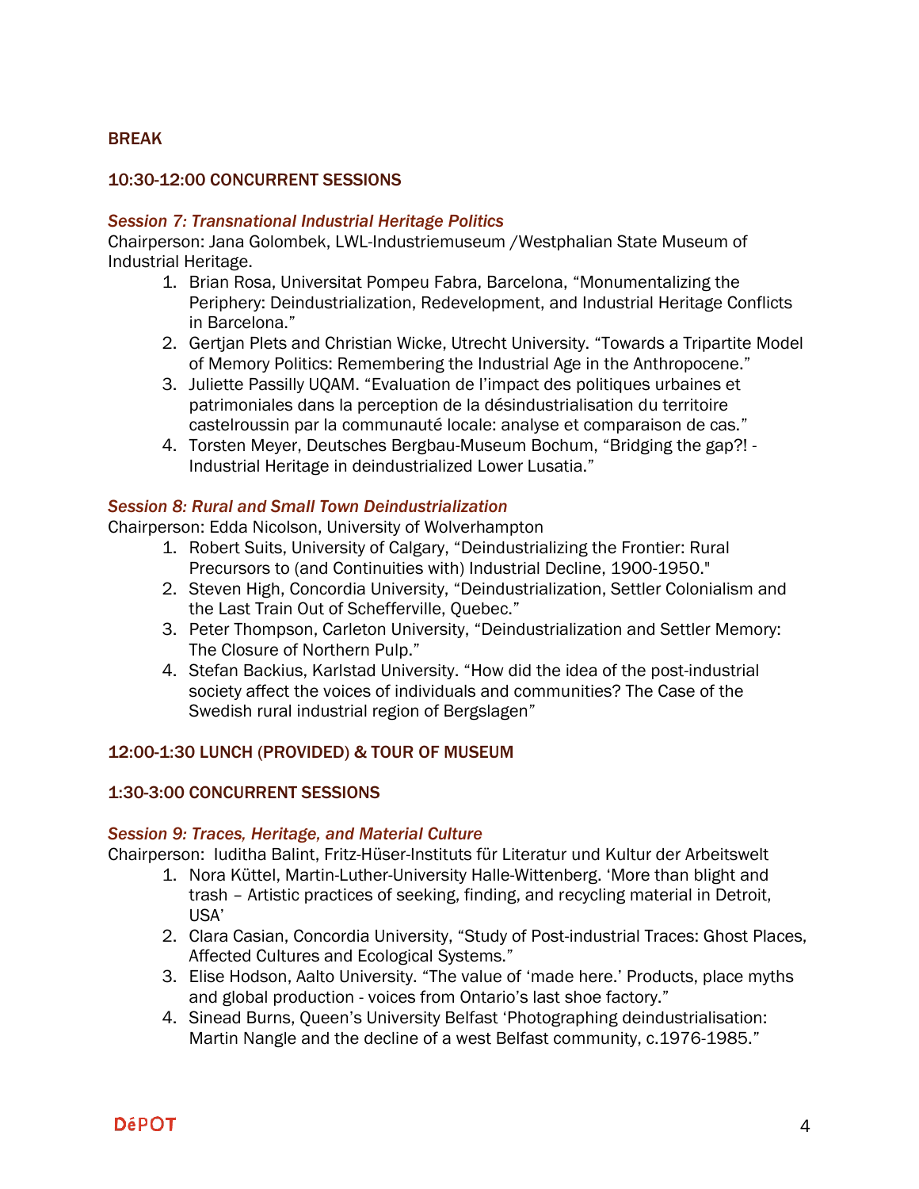## BREAK

## 10:30-12:00 CONCURRENT SESSIONS

### *Session 7: Transnational Industrial Heritage Politics*

Chairperson: Jana Golombek, LWL-Industriemuseum /Westphalian State Museum of Industrial Heritage.

1. Brian Rosa, Universitat Pompeu Fabra, Barcelona, "Monumentalizing the Periphery: Deindustrialization, Redevelopment, and Industrial Heritage Conflicts in Barcelona."
2. Gertjan Plets and Christian Wicke, Utrecht University. "Towards a Tripartite Model of Memory Politics: Remembering the Industrial Age in the Anthropocene."
3. Juliette Passilly UQAM. "Evaluation de l'impact des politiques urbaines et patrimoniales dans la perception de la désindustrialisation du territoire castelroussin par la communauté locale: analyse et comparaison de cas."
4. Torsten Meyer, Deutsches Bergbau-Museum Bochum, "Bridging the gap?! - Industrial Heritage in deindustrialized Lower Lusatia."

### *Session 8: Rural and Small Town Deindustrialization*

Chairperson: Edda Nicolson, University of Wolverhampton

1. Robert Suits, University of Calgary, "Deindustrializing the Frontier: Rural Precursors to (and Continuities with) Industrial Decline, 1900-1950."
2. Steven High, Concordia University, "Deindustrialization, Settler Colonialism and the Last Train Out of Schefferville, Quebec."
3. Peter Thompson, Carleton University, "Deindustrialization and Settler Memory: The Closure of Northern Pulp."
4. Stefan Backius, Karlstad University. "How did the idea of the post-industrial society affect the voices of individuals and communities? The Case of the Swedish rural industrial region of Bergslagen"

## 12:00-1:30 LUNCH (PROVIDED) & TOUR OF MUSEUM

## 1:30-3:00 CONCURRENT SESSIONS

### *Session 9: Traces, Heritage, and Material Culture*

Chairperson: Iuditha Balint, Fritz-Hüser-Instituts für Literatur und Kultur der Arbeitswelt

1. Nora Küttel, Martin-Luther-University Halle-Wittenberg. 'More than blight and trash – Artistic practices of seeking, finding, and recycling material in Detroit, USA'
2. Clara Casian, Concordia University, "Study of Post-industrial Traces: Ghost Places, Affected Cultures and Ecological Systems."
3. Elise Hodson, Aalto University. "The value of 'made here.' Products, place myths and global production - voices from Ontario's last shoe factory."
4. Sinead Burns, Queen's University Belfast 'Photographing deindustrialisation: Martin Nangle and the decline of a west Belfast community, c.1976-1985."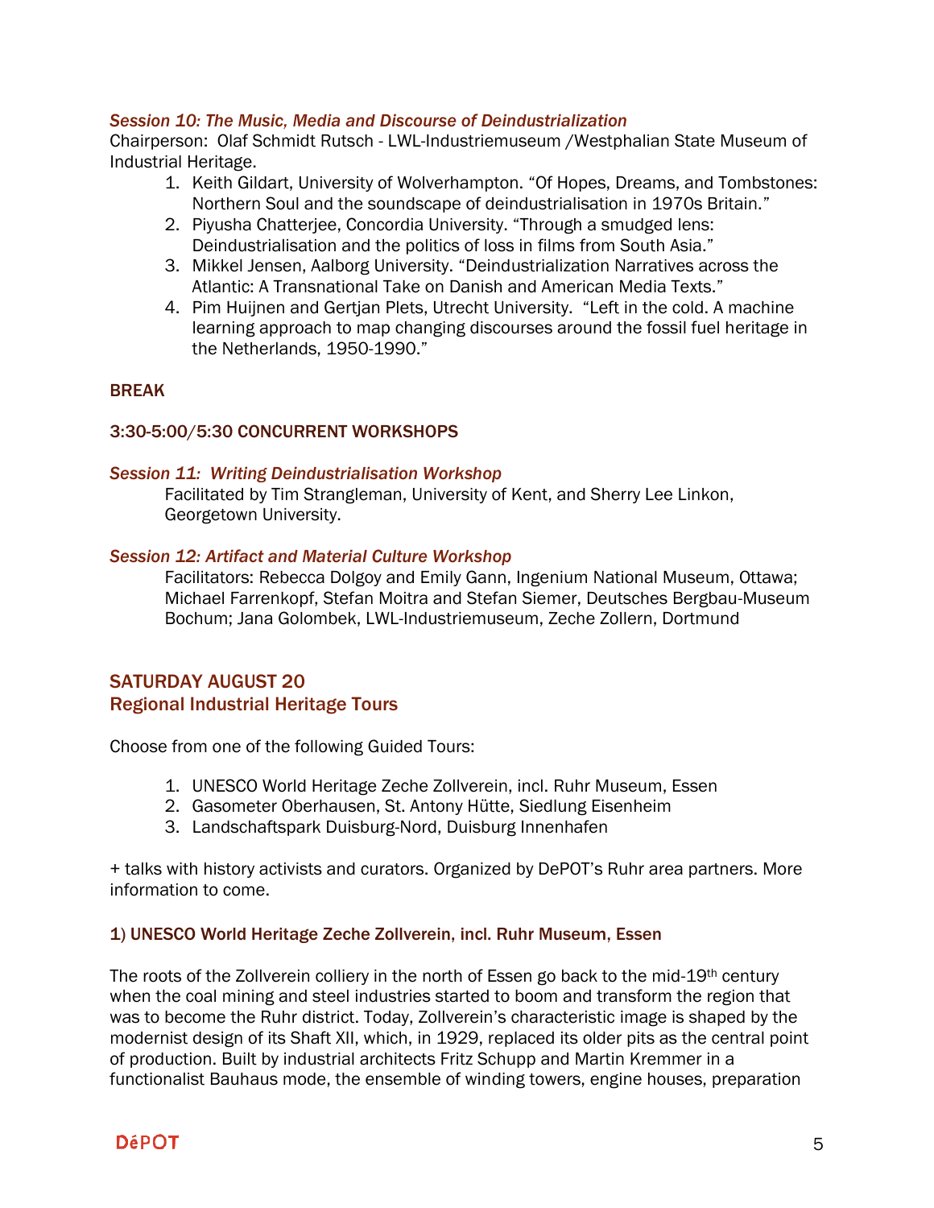### *Session 10: The Music, Media and Discourse of Deindustrialization*

Chairperson: Olaf Schmidt Rutsch - LWL-Industriemuseum /Westphalian State Museum of Industrial Heritage.

1. Keith Gildart, University of Wolverhampton. "Of Hopes, Dreams, and Tombstones: Northern Soul and the soundscape of deindustrialisation in 1970s Britain."
2. Piyusha Chatterjee, Concordia University. "Through a smudged lens: Deindustrialisation and the politics of loss in films from South Asia."
3. Mikkel Jensen, Aalborg University. "Deindustrialization Narratives across the Atlantic: A Transnational Take on Danish and American Media Texts."
4. Pim Huijnen and Gertjan Plets, Utrecht University. "Left in the cold. A machine learning approach to map changing discourses around the fossil fuel heritage in the Netherlands, 1950-1990."

### BREAK

### 3:30-5:00/5:30 CONCURRENT WORKSHOPS

### *Session 11: Writing Deindustrialisation Workshop*

Facilitated by Tim Strangleman, University of Kent, and Sherry Lee Linkon, Georgetown University.

### *Session 12: Artifact and Material Culture Workshop*

Facilitators: Rebecca Dolgoy and Emily Gann, Ingenium National Museum, Ottawa; Michael Farrenkopf, Stefan Moitra and Stefan Siemer, Deutsches Bergbau-Museum Bochum; Jana Golombek, LWL-Industriemuseum, Zeche Zollern, Dortmund

## SATURDAY AUGUST 20
## Regional Industrial Heritage Tours

Choose from one of the following Guided Tours:

1. UNESCO World Heritage Zeche Zollverein, incl. Ruhr Museum, Essen
2. Gasometer Oberhausen, St. Antony Hütte, Siedlung Eisenheim
3. Landschaftspark Duisburg-Nord, Duisburg Innenhafen

+ talks with history activists and curators. Organized by DePOT's Ruhr area partners. More information to come.

### 1) UNESCO World Heritage Zeche Zollverein, incl. Ruhr Museum, Essen

The roots of the Zollverein colliery in the north of Essen go back to the mid-19th century when the coal mining and steel industries started to boom and transform the region that was to become the Ruhr district. Today, Zollverein's characteristic image is shaped by the modernist design of its Shaft XII, which, in 1929, replaced its older pits as the central point of production. Built by industrial architects Fritz Schupp and Martin Kremmer in a functionalist Bauhaus mode, the ensemble of winding towers, engine houses, preparation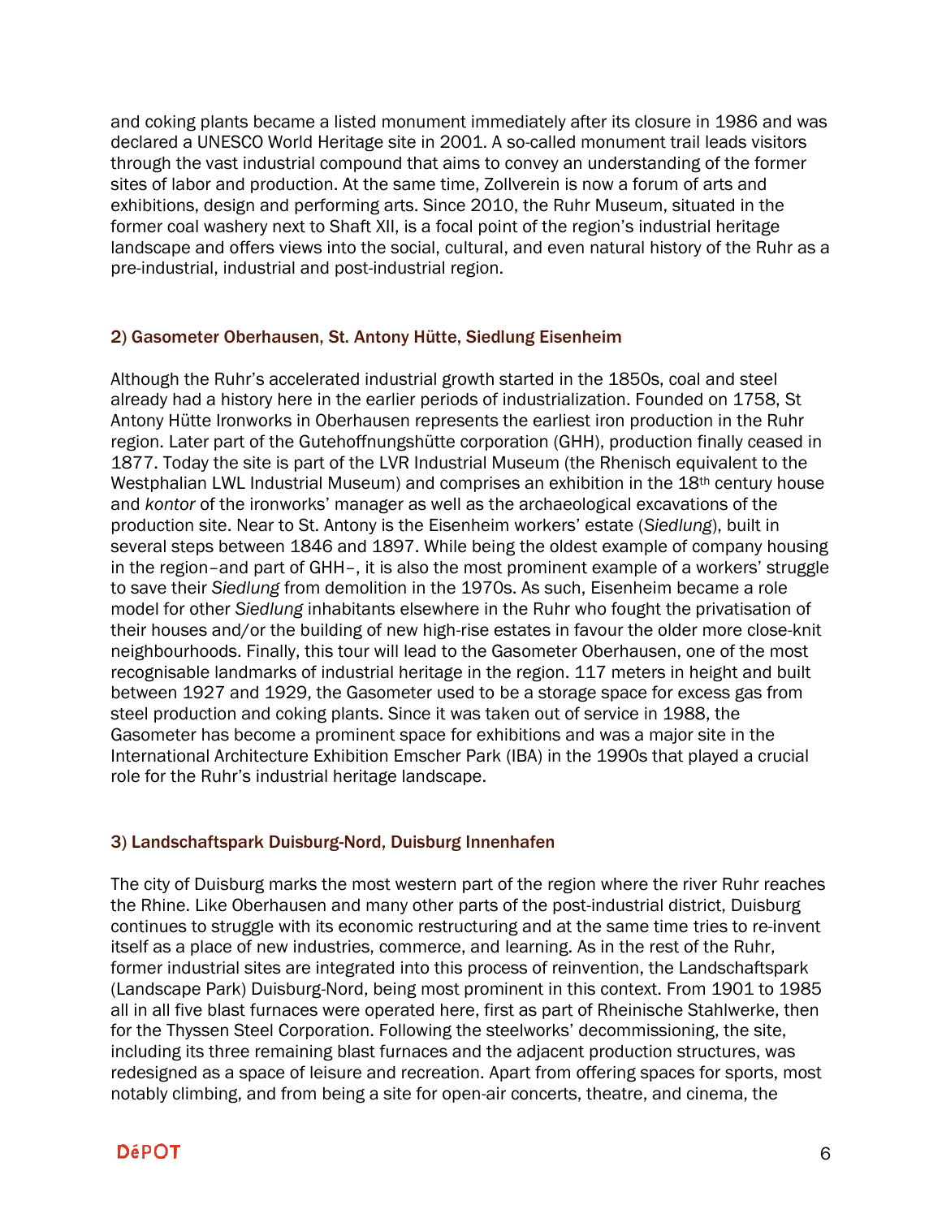and coking plants became a listed monument immediately after its closure in 1986 and was declared a UNESCO World Heritage site in 2001. A so-called monument trail leads visitors through the vast industrial compound that aims to convey an understanding of the former sites of labor and production. At the same time, Zollverein is now a forum of arts and exhibitions, design and performing arts. Since 2010, the Ruhr Museum, situated in the former coal washery next to Shaft XII, is a focal point of the region's industrial heritage landscape and offers views into the social, cultural, and even natural history of the Ruhr as a pre-industrial, industrial and post-industrial region.

### 2) Gasometer Oberhausen, St. Antony Hütte, Siedlung Eisenheim

Although the Ruhr's accelerated industrial growth started in the 1850s, coal and steel already had a history here in the earlier periods of industrialization. Founded on 1758, St Antony Hütte Ironworks in Oberhausen represents the earliest iron production in the Ruhr region. Later part of the Gutehoffnungshütte corporation (GHH), production finally ceased in 1877. Today the site is part of the LVR Industrial Museum (the Rhenisch equivalent to the Westphalian LWL Industrial Museum) and comprises an exhibition in the 18th century house and *kontor* of the ironworks' manager as well as the archaeological excavations of the production site. Near to St. Antony is the Eisenheim workers' estate (*Siedlung*), built in several steps between 1846 and 1897. While being the oldest example of company housing in the region–and part of GHH–, it is also the most prominent example of a workers' struggle to save their *Siedlung* from demolition in the 1970s. As such, Eisenheim became a role model for other *Siedlung* inhabitants elsewhere in the Ruhr who fought the privatisation of their houses and/or the building of new high-rise estates in favour the older more close-knit neighbourhoods. Finally, this tour will lead to the Gasometer Oberhausen, one of the most recognisable landmarks of industrial heritage in the region. 117 meters in height and built between 1927 and 1929, the Gasometer used to be a storage space for excess gas from steel production and coking plants. Since it was taken out of service in 1988, the Gasometer has become a prominent space for exhibitions and was a major site in the International Architecture Exhibition Emscher Park (IBA) in the 1990s that played a crucial role for the Ruhr's industrial heritage landscape.

### 3) Landschaftspark Duisburg-Nord, Duisburg Innenhafen

The city of Duisburg marks the most western part of the region where the river Ruhr reaches the Rhine. Like Oberhausen and many other parts of the post-industrial district, Duisburg continues to struggle with its economic restructuring and at the same time tries to re-invent itself as a place of new industries, commerce, and learning. As in the rest of the Ruhr, former industrial sites are integrated into this process of reinvention, the Landschaftspark (Landscape Park) Duisburg-Nord, being most prominent in this context. From 1901 to 1985 all in all five blast furnaces were operated here, first as part of Rheinische Stahlwerke, then for the Thyssen Steel Corporation. Following the steelworks' decommissioning, the site, including its three remaining blast furnaces and the adjacent production structures, was redesigned as a space of leisure and recreation. Apart from offering spaces for sports, most notably climbing, and from being a site for open-air concerts, theatre, and cinema, the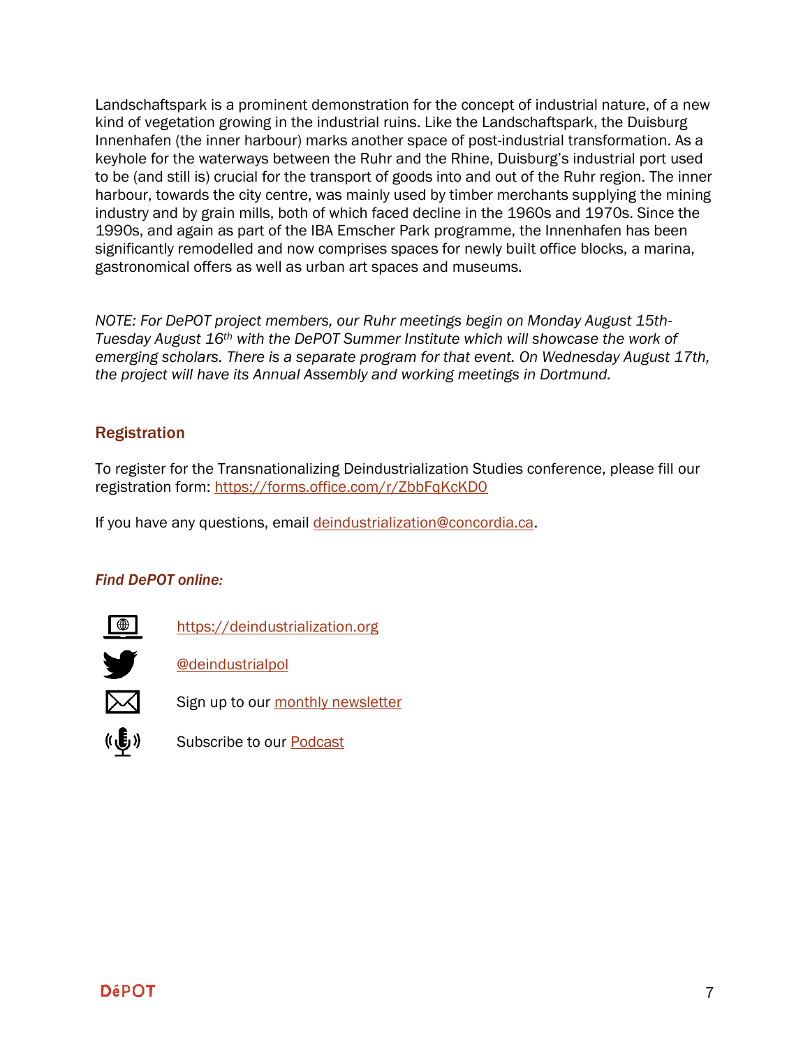Landschaftspark is a prominent demonstration for the concept of industrial nature, of a new kind of vegetation growing in the industrial ruins. Like the Landschaftspark, the Duisburg Innenhafen (the inner harbour) marks another space of post-industrial transformation. As a keyhole for the waterways between the Ruhr and the Rhine, Duisburg's industrial port used to be (and still is) crucial for the transport of goods into and out of the Ruhr region. The inner harbour, towards the city centre, was mainly used by timber merchants supplying the mining industry and by grain mills, both of which faced decline in the 1960s and 1970s. Since the 1990s, and again as part of the IBA Emscher Park programme, the Innenhafen has been significantly remodelled and now comprises spaces for newly built office blocks, a marina, gastronomical offers as well as urban art spaces and museums.

*NOTE: For DePOT project members, our Ruhr meetings begin on Monday August 15th-Tuesday August 16th with the DePOT Summer Institute which will showcase the work of emerging scholars. There is a separate program for that event. On Wednesday August 17th, the project will have its Annual Assembly and working meetings in Dortmund.*

## Registration

To register for the Transnationalizing Deindustrialization Studies conference, please fill our registration form: https://forms.office.com/r/ZbbFqKcKD0

If you have any questions, email deindustrialization@concordia.ca.

***Find DePOT online:***

https://deindustrialization.org

@deindustrialpol

Sign up to our monthly newsletter

Subscribe to our Podcast